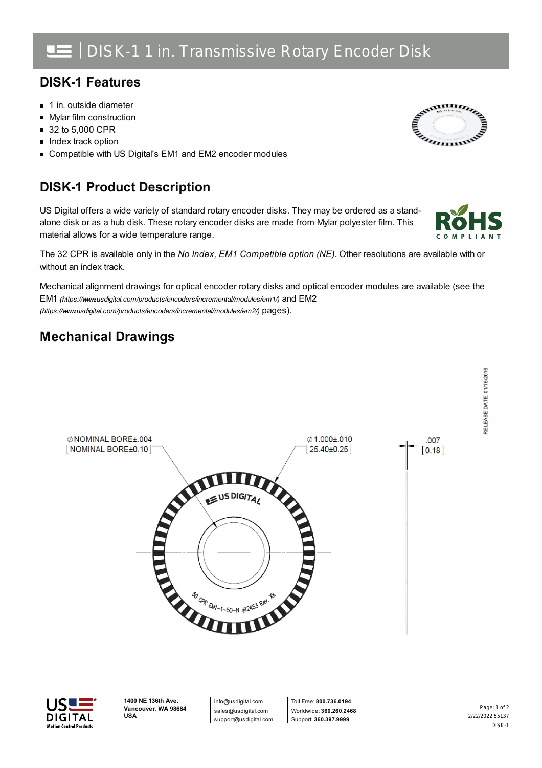# DISK-1 1 in. Transmissive Rotary Encoder Disk

## DISK-1 Features

- 1 in. outside diameter
- Mylar film construction
- 32 to 5,000 CPR
- Index track option
- Compatible with US Digital's EM1 and EM2 encoder modules

## DISK-1 Product Description

US Digital offers a wide variety of standard rotary encoder disks. They may be ordered as a stand-alone disk or as a hub disk. These rotary encoder disks are made from Mylar polyester film. This material allows for a wide temperature range.

The 32 CPR is available only in the *No Index, EM1 Compatible option (NE)*. Other resolutions are available with or without an index track.

Mechanical alignment drawings for optical encoder rotary disks and optical encoder modules are available (see the EM1 *(https://www.usdigital.com/products/encoders/incremental/modules/em1/)* and EM2 *(https://www.usdigital.com/products/encoders/incremental/modules/em2/)* pages).

## Mechanical Drawings

RELEASE DATE: 01/15/2016

∅NOMINAL BORE±.004
[NOMINAL BORE±0.10]

∅1.000±.010
[25.40±0.25]

.007
[0.18]

US DIGITAL

50 CPR EM1-1-50-N #12453 Rev. XX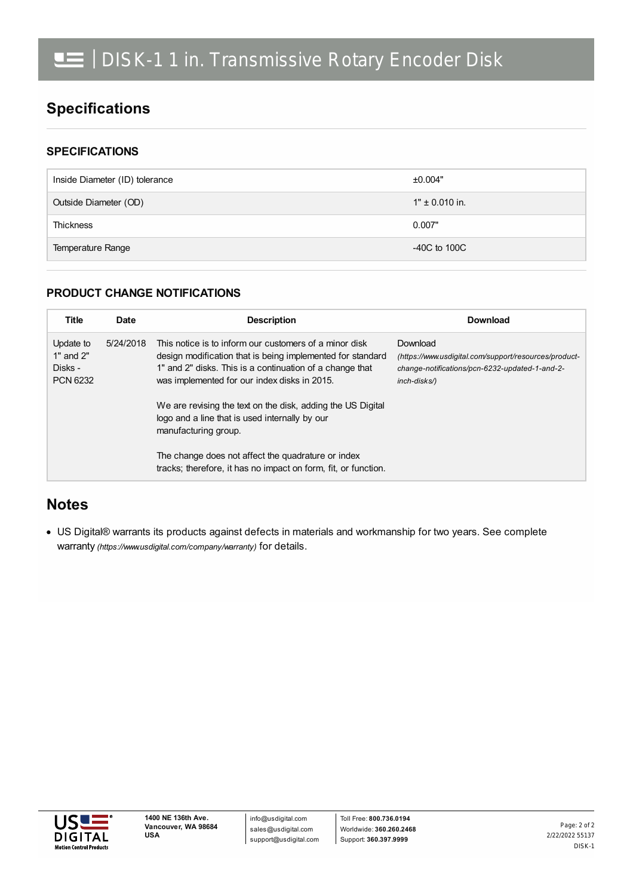# DISK-1 1 in. Transmissive Rotary Encoder Disk

## Specifications

### SPECIFICATIONS

| | |
|---|---|
| Inside Diameter (ID) tolerance | ±0.004" |
| Outside Diameter (OD) | 1" ± 0.010 in. |
| Thickness | 0.007" |
| Temperature Range | -40C to 100C |

### PRODUCT CHANGE NOTIFICATIONS

| Title | Date | Description | Download |
|---|---|---|---|
| Update to 1" and 2" Disks - PCN 6232 | 5/24/2018 | This notice is to inform our customers of a minor disk design modification that is being implemented for standard 1" and 2" disks. This is a continuation of a change that was implemented for our index disks in 2015.<br><br>We are revising the text on the disk, adding the US Digital logo and a line that is used internally by our manufacturing group.<br><br>The change does not affect the quadrature or index tracks; therefore, it has no impact on form, fit, or function. | Download *(https://www.usdigital.com/support/resources/product-change-notifications/pcn-6232-updated-1-and-2-inch-disks/)* |

## Notes

- US Digital® warrants its products against defects in materials and workmanship for two years. See complete warranty *(https://www.usdigital.com/company/warranty)* for details.

1400 NE 136th Ave.
Vancouver, WA 98684
USA

info@usdigital.com
sales@usdigital.com
support@usdigital.com

Toll Free: **800.736.0194**
Worldwide: **360.260.2468**
Support: **360.397.9999**